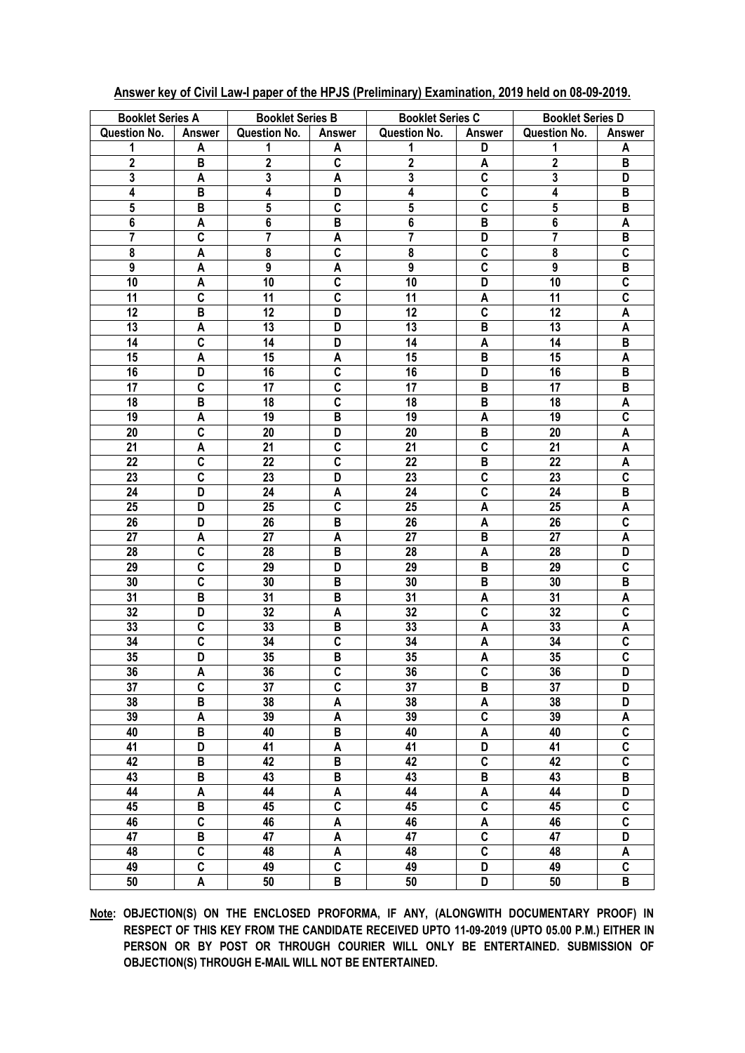**Answer key of Civil Law-I paper of the HPJS (Preliminary) Examination, 2019 held on 08-09-2019.**

| Booklet Series A | | Booklet Series B | | Booklet Series C | | Booklet Series D | |
|---|---|---|---|---|---|---|---|
| Question No. | Answer | Question No. | Answer | Question No. | Answer | Question No. | Answer |
| 1 | A | 1 | A | 1 | D | 1 | A |
| 2 | B | 2 | C | 2 | A | 2 | B |
| 3 | A | 3 | A | 3 | C | 3 | D |
| 4 | B | 4 | D | 4 | C | 4 | B |
| 5 | B | 5 | C | 5 | C | 5 | B |
| 6 | A | 6 | B | 6 | B | 6 | A |
| 7 | C | 7 | A | 7 | D | 7 | B |
| 8 | A | 8 | C | 8 | C | 8 | C |
| 9 | A | 9 | A | 9 | C | 9 | B |
| 10 | A | 10 | C | 10 | D | 10 | C |
| 11 | C | 11 | C | 11 | A | 11 | C |
| 12 | B | 12 | D | 12 | C | 12 | A |
| 13 | A | 13 | D | 13 | B | 13 | A |
| 14 | C | 14 | D | 14 | A | 14 | B |
| 15 | A | 15 | A | 15 | B | 15 | A |
| 16 | D | 16 | C | 16 | D | 16 | B |
| 17 | C | 17 | C | 17 | B | 17 | B |
| 18 | B | 18 | C | 18 | B | 18 | A |
| 19 | A | 19 | B | 19 | A | 19 | C |
| 20 | C | 20 | D | 20 | B | 20 | A |
| 21 | A | 21 | C | 21 | C | 21 | A |
| 22 | C | 22 | C | 22 | B | 22 | A |
| 23 | C | 23 | D | 23 | C | 23 | C |
| 24 | D | 24 | A | 24 | C | 24 | B |
| 25 | D | 25 | C | 25 | A | 25 | A |
| 26 | D | 26 | B | 26 | A | 26 | C |
| 27 | A | 27 | A | 27 | B | 27 | A |
| 28 | C | 28 | B | 28 | A | 28 | D |
| 29 | C | 29 | D | 29 | B | 29 | C |
| 30 | C | 30 | B | 30 | B | 30 | B |
| 31 | B | 31 | B | 31 | A | 31 | A |
| 32 | D | 32 | A | 32 | C | 32 | C |
| 33 | C | 33 | B | 33 | A | 33 | A |
| 34 | C | 34 | C | 34 | A | 34 | C |
| 35 | D | 35 | B | 35 | A | 35 | C |
| 36 | A | 36 | C | 36 | C | 36 | D |
| 37 | C | 37 | C | 37 | B | 37 | D |
| 38 | B | 38 | A | 38 | A | 38 | D |
| 39 | A | 39 | A | 39 | C | 39 | A |
| 40 | B | 40 | B | 40 | A | 40 | C |
| 41 | D | 41 | A | 41 | D | 41 | C |
| 42 | B | 42 | B | 42 | C | 42 | C |
| 43 | B | 43 | B | 43 | B | 43 | B |
| 44 | A | 44 | A | 44 | A | 44 | D |
| 45 | B | 45 | C | 45 | C | 45 | C |
| 46 | C | 46 | A | 46 | A | 46 | C |
| 47 | B | 47 | A | 47 | C | 47 | D |
| 48 | C | 48 | A | 48 | C | 48 | A |
| 49 | C | 49 | C | 49 | D | 49 | C |
| 50 | A | 50 | B | 50 | D | 50 | B |

**Note: OBJECTION(S) ON THE ENCLOSED PROFORMA, IF ANY, (ALONGWITH DOCUMENTARY PROOF) IN RESPECT OF THIS KEY FROM THE CANDIDATE RECEIVED UPTO 11-09-2019 (UPTO 05.00 P.M.) EITHER IN PERSON OR BY POST OR THROUGH COURIER WILL ONLY BE ENTERTAINED. SUBMISSION OF OBJECTION(S) THROUGH E-MAIL WILL NOT BE ENTERTAINED.**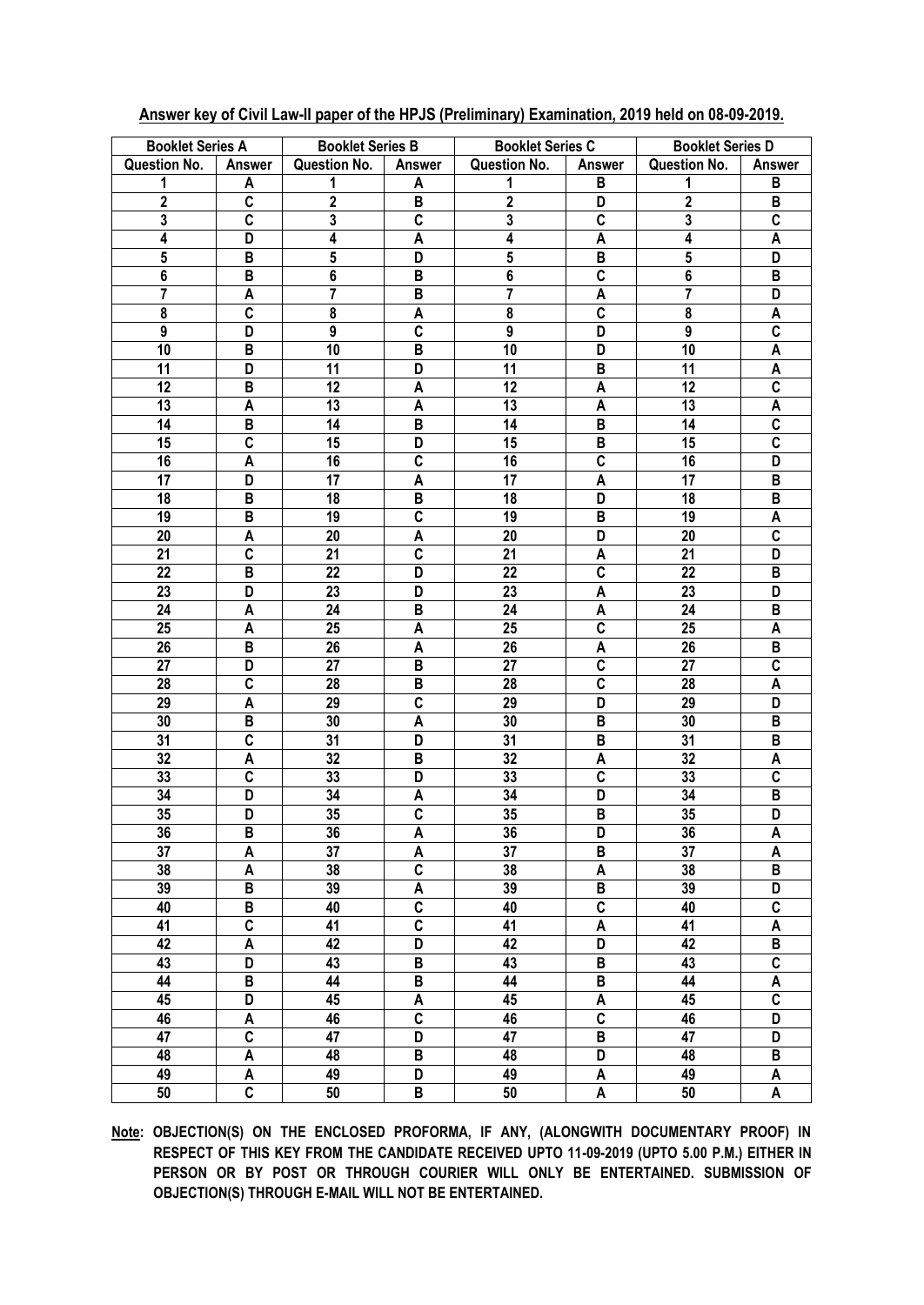**Answer key of Civil Law-II paper of the HPJS (Preliminary) Examination, 2019 held on 08-09-2019.**

| Booklet Series A | | Booklet Series B | | Booklet Series C | | Booklet Series D | |
|---|---|---|---|---|---|---|---|
| Question No. | Answer | Question No. | Answer | Question No. | Answer | Question No. | Answer |
| 1 | A | 1 | A | 1 | B | 1 | B |
| 2 | C | 2 | B | 2 | D | 2 | B |
| 3 | C | 3 | C | 3 | C | 3 | C |
| 4 | D | 4 | A | 4 | A | 4 | A |
| 5 | B | 5 | D | 5 | B | 5 | D |
| 6 | B | 6 | B | 6 | C | 6 | B |
| 7 | A | 7 | B | 7 | A | 7 | D |
| 8 | C | 8 | A | 8 | C | 8 | A |
| 9 | D | 9 | C | 9 | D | 9 | C |
| 10 | B | 10 | B | 10 | D | 10 | A |
| 11 | D | 11 | D | 11 | B | 11 | A |
| 12 | B | 12 | A | 12 | A | 12 | C |
| 13 | A | 13 | A | 13 | A | 13 | A |
| 14 | B | 14 | B | 14 | B | 14 | C |
| 15 | C | 15 | D | 15 | B | 15 | C |
| 16 | A | 16 | C | 16 | C | 16 | D |
| 17 | D | 17 | A | 17 | A | 17 | B |
| 18 | B | 18 | B | 18 | D | 18 | B |
| 19 | B | 19 | C | 19 | B | 19 | A |
| 20 | A | 20 | A | 20 | D | 20 | C |
| 21 | C | 21 | C | 21 | A | 21 | D |
| 22 | B | 22 | D | 22 | C | 22 | B |
| 23 | D | 23 | D | 23 | A | 23 | D |
| 24 | A | 24 | B | 24 | A | 24 | B |
| 25 | A | 25 | A | 25 | C | 25 | A |
| 26 | B | 26 | A | 26 | A | 26 | B |
| 27 | D | 27 | B | 27 | C | 27 | C |
| 28 | C | 28 | B | 28 | C | 28 | A |
| 29 | A | 29 | C | 29 | D | 29 | D |
| 30 | B | 30 | A | 30 | B | 30 | B |
| 31 | C | 31 | D | 31 | B | 31 | B |
| 32 | A | 32 | B | 32 | A | 32 | A |
| 33 | C | 33 | D | 33 | C | 33 | C |
| 34 | D | 34 | A | 34 | D | 34 | B |
| 35 | D | 35 | C | 35 | B | 35 | D |
| 36 | B | 36 | A | 36 | D | 36 | A |
| 37 | A | 37 | A | 37 | B | 37 | A |
| 38 | A | 38 | C | 38 | A | 38 | B |
| 39 | B | 39 | A | 39 | B | 39 | D |
| 40 | B | 40 | C | 40 | C | 40 | C |
| 41 | C | 41 | C | 41 | A | 41 | A |
| 42 | A | 42 | D | 42 | D | 42 | B |
| 43 | D | 43 | B | 43 | B | 43 | C |
| 44 | B | 44 | B | 44 | B | 44 | A |
| 45 | D | 45 | A | 45 | A | 45 | C |
| 46 | A | 46 | C | 46 | C | 46 | D |
| 47 | C | 47 | D | 47 | B | 47 | D |
| 48 | A | 48 | B | 48 | D | 48 | B |
| 49 | A | 49 | D | 49 | A | 49 | A |
| 50 | C | 50 | B | 50 | A | 50 | A |

**Note: OBJECTION(S) ON THE ENCLOSED PROFORMA, IF ANY, (ALONGWITH DOCUMENTARY PROOF) IN RESPECT OF THIS KEY FROM THE CANDIDATE RECEIVED UPTO 11-09-2019 (UPTO 5.00 P.M.) EITHER IN PERSON OR BY POST OR THROUGH COURIER WILL ONLY BE ENTERTAINED. SUBMISSION OF OBJECTION(S) THROUGH E-MAIL WILL NOT BE ENTERTAINED.**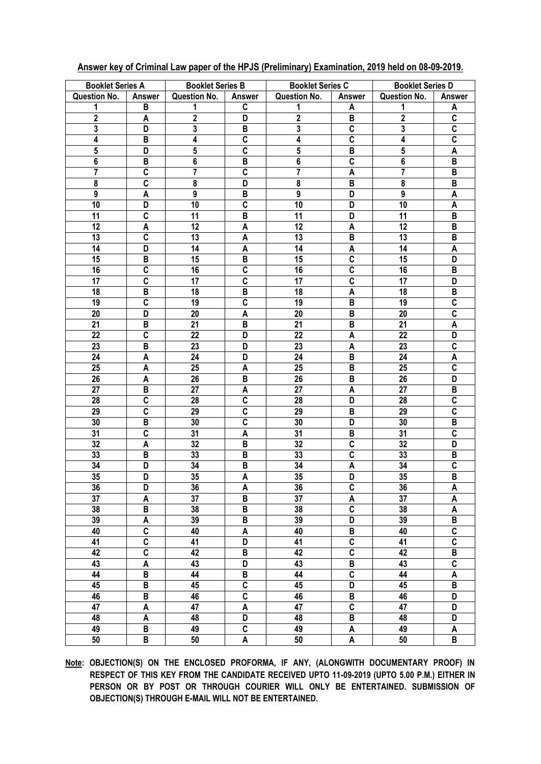**Answer key of Criminal Law paper of the HPJS (Preliminary) Examination, 2019 held on 08-09-2019.**

| Booklet Series A | | Booklet Series B | | Booklet Series C | | Booklet Series D | |
|---|---|---|---|---|---|---|---|
| Question No. | Answer | Question No. | Answer | Question No. | Answer | Question No. | Answer |
| 1 | B | 1 | C | 1 | A | 1 | A |
| 2 | A | 2 | D | 2 | B | 2 | C |
| 3 | D | 3 | B | 3 | C | 3 | C |
| 4 | B | 4 | C | 4 | C | 4 | C |
| 5 | D | 5 | C | 5 | B | 5 | A |
| 6 | B | 6 | B | 6 | C | 6 | B |
| 7 | C | 7 | C | 7 | A | 7 | B |
| 8 | C | 8 | D | 8 | B | 8 | B |
| 9 | A | 9 | B | 9 | D | 9 | A |
| 10 | D | 10 | C | 10 | D | 10 | A |
| 11 | C | 11 | B | 11 | D | 11 | B |
| 12 | A | 12 | A | 12 | A | 12 | B |
| 13 | C | 13 | A | 13 | B | 13 | B |
| 14 | D | 14 | A | 14 | A | 14 | A |
| 15 | B | 15 | B | 15 | C | 15 | D |
| 16 | C | 16 | C | 16 | C | 16 | B |
| 17 | C | 17 | C | 17 | C | 17 | D |
| 18 | B | 18 | B | 18 | A | 18 | B |
| 19 | C | 19 | C | 19 | B | 19 | C |
| 20 | D | 20 | A | 20 | B | 20 | C |
| 21 | B | 21 | B | 21 | B | 21 | A |
| 22 | C | 22 | D | 22 | A | 22 | D |
| 23 | B | 23 | D | 23 | A | 23 | C |
| 24 | A | 24 | D | 24 | B | 24 | A |
| 25 | A | 25 | A | 25 | B | 25 | C |
| 26 | A | 26 | B | 26 | B | 26 | D |
| 27 | B | 27 | A | 27 | A | 27 | B |
| 28 | C | 28 | C | 28 | D | 28 | C |
| 29 | C | 29 | C | 29 | B | 29 | C |
| 30 | B | 30 | C | 30 | D | 30 | B |
| 31 | C | 31 | A | 31 | B | 31 | C |
| 32 | A | 32 | B | 32 | C | 32 | D |
| 33 | B | 33 | B | 33 | C | 33 | B |
| 34 | D | 34 | B | 34 | A | 34 | C |
| 35 | D | 35 | A | 35 | D | 35 | B |
| 36 | D | 36 | A | 36 | C | 36 | A |
| 37 | A | 37 | B | 37 | A | 37 | A |
| 38 | B | 38 | B | 38 | C | 38 | A |
| 39 | A | 39 | B | 39 | D | 39 | B |
| 40 | C | 40 | A | 40 | B | 40 | C |
| 41 | C | 41 | D | 41 | C | 41 | C |
| 42 | C | 42 | B | 42 | C | 42 | B |
| 43 | A | 43 | D | 43 | B | 43 | C |
| 44 | B | 44 | B | 44 | C | 44 | A |
| 45 | B | 45 | C | 45 | D | 45 | B |
| 46 | B | 46 | C | 46 | B | 46 | D |
| 47 | A | 47 | A | 47 | C | 47 | D |
| 48 | A | 48 | D | 48 | B | 48 | D |
| 49 | B | 49 | C | 49 | A | 49 | A |
| 50 | B | 50 | A | 50 | A | 50 | B |

**Note: OBJECTION(S) ON THE ENCLOSED PROFORMA, IF ANY, (ALONGWITH DOCUMENTARY PROOF) IN RESPECT OF THIS KEY FROM THE CANDIDATE RECEIVED UPTO 11-09-2019 (UPTO 5.00 P.M.) EITHER IN PERSON OR BY POST OR THROUGH COURIER WILL ONLY BE ENTERTAINED. SUBMISSION OF OBJECTION(S) THROUGH E-MAIL WILL NOT BE ENTERTAINED.**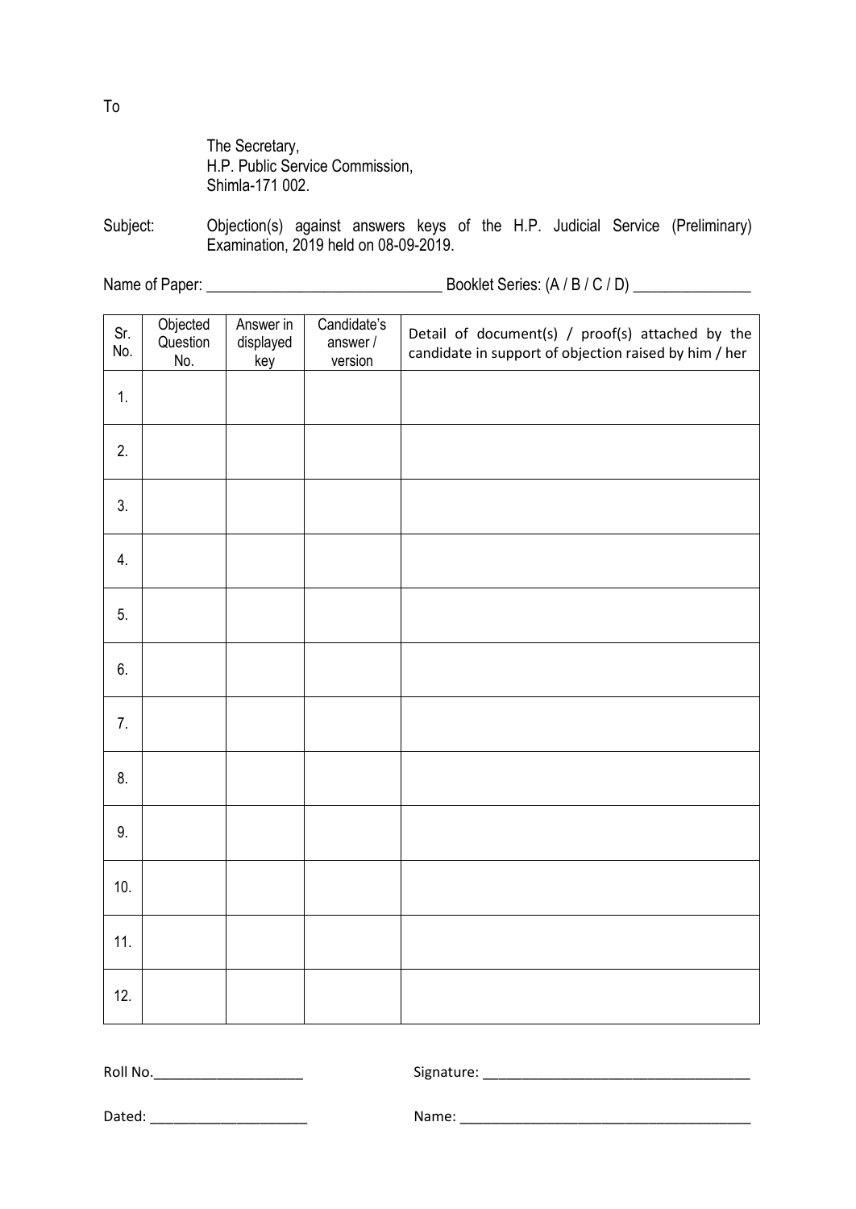To

The Secretary,
H.P. Public Service Commission,
Shimla-171 002.

Subject: Objection(s) against answers keys of the H.P. Judicial Service (Preliminary) Examination, 2019 held on 08-09-2019.

Name of Paper: ______________________________ Booklet Series: (A / B / C / D) _______________

| Sr. No. | Objected Question No. | Answer in displayed key | Candidate's answer / version | Detail of document(s) / proof(s) attached by the candidate in support of objection raised by him / her |
|---|---|---|---|---|
| 1. | | | | |
| 2. | | | | |
| 3. | | | | |
| 4. | | | | |
| 5. | | | | |
| 6. | | | | |
| 7. | | | | |
| 8. | | | | |
| 9. | | | | |
| 10. | | | | |
| 11. | | | | |
| 12. | | | | |

Roll No.____________________ Signature: ___________________________________

Dated: ____________________ Name: ______________________________________